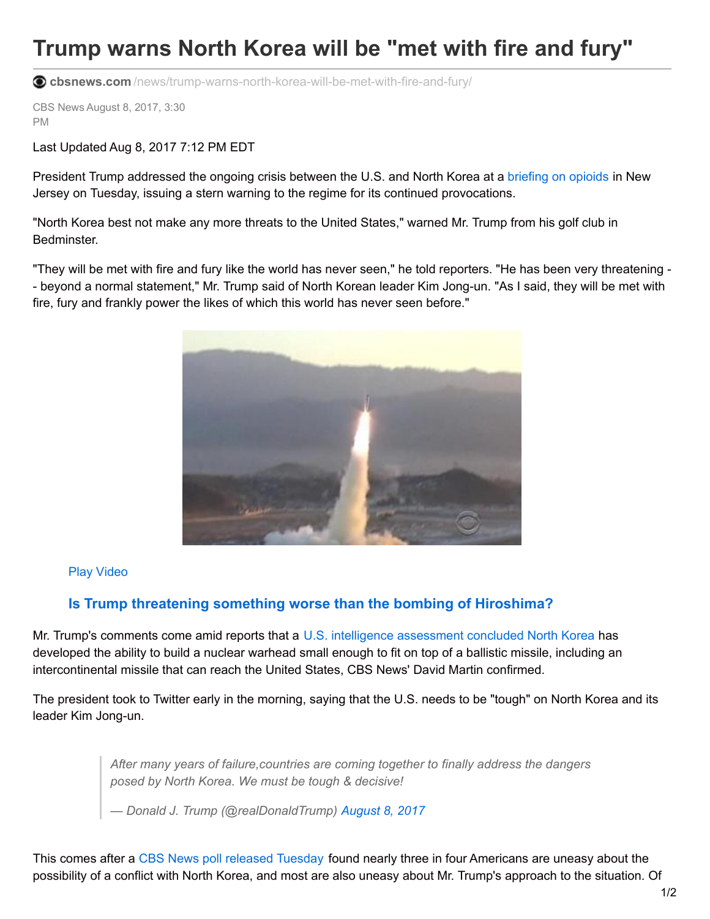# Trump warns North Korea will be "met with fire and fury"

cbsnews.com /news/trump-warns-north-korea-will-be-met-with-fire-and-fury/

CBS News August 8, 2017, 3:30 PM

Last Updated Aug 8, 2017 7:12 PM EDT

President Trump addressed the ongoing crisis between the U.S. and North Korea at a briefing on opioids in New Jersey on Tuesday, issuing a stern warning to the regime for its continued provocations.

"North Korea best not make any more threats to the United States," warned Mr. Trump from his golf club in Bedminster.

"They will be met with fire and fury like the world has never seen," he told reporters. "He has been very threatening -- beyond a normal statement," Mr. Trump said of North Korean leader Kim Jong-un. "As I said, they will be met with fire, fury and frankly power the likes of which this world has never seen before."

Play Video

### Is Trump threatening something worse than the bombing of Hiroshima?

Mr. Trump's comments come amid reports that a U.S. intelligence assessment concluded North Korea has developed the ability to build a nuclear warhead small enough to fit on top of a ballistic missile, including an intercontinental missile that can reach the United States, CBS News' David Martin confirmed.

The president took to Twitter early in the morning, saying that the U.S. needs to be "tough" on North Korea and its leader Kim Jong-un.

> *After many years of failure,countries are coming together to finally address the dangers posed by North Korea. We must be tough & decisive!*
>
> *— Donald J. Trump (@realDonaldTrump) August 8, 2017*

This comes after a CBS News poll released Tuesday found nearly three in four Americans are uneasy about the possibility of a conflict with North Korea, and most are also uneasy about Mr. Trump's approach to the situation. Of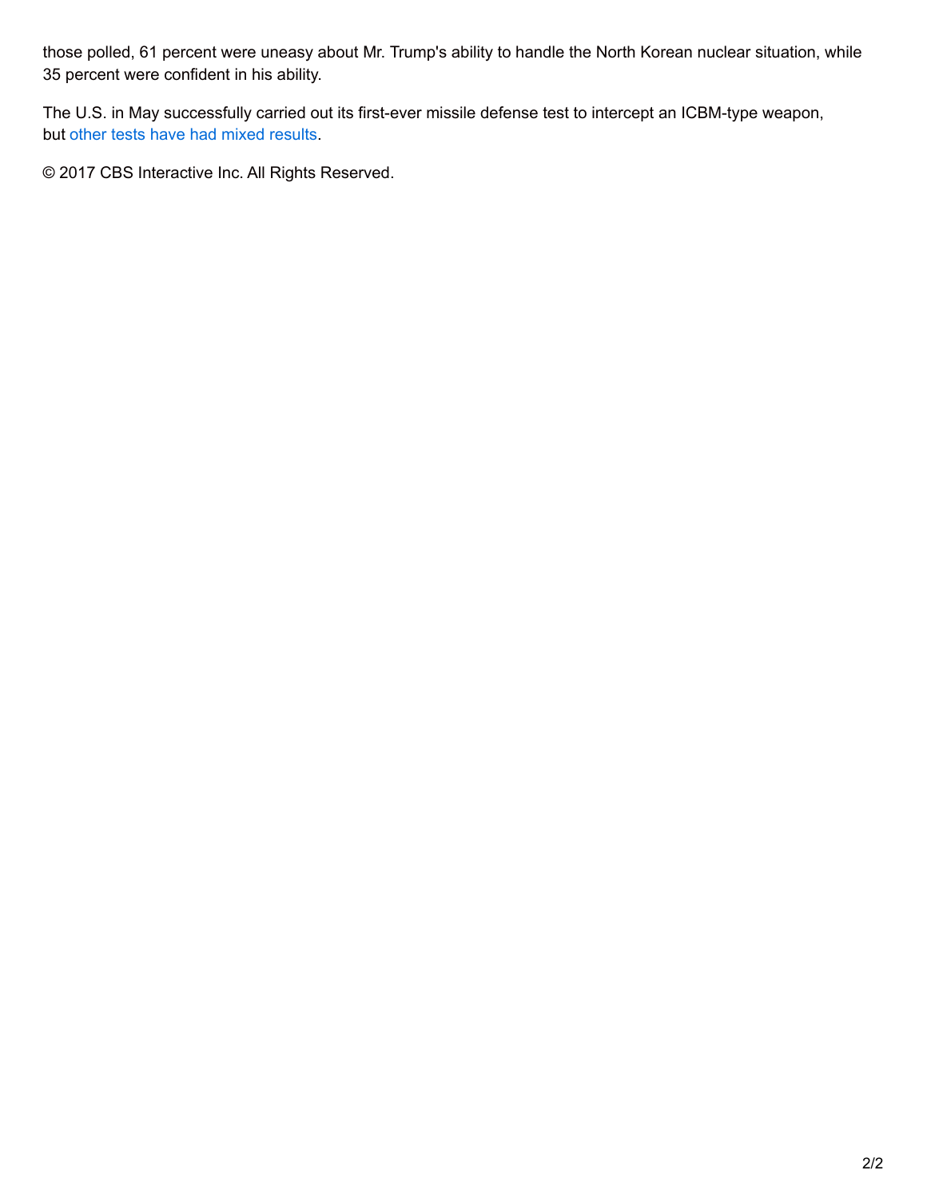those polled, 61 percent were uneasy about Mr. Trump's ability to handle the North Korean nuclear situation, while 35 percent were confident in his ability.

The U.S. in May successfully carried out its first-ever missile defense test to intercept an ICBM-type weapon, but other tests have had mixed results.

© 2017 CBS Interactive Inc. All Rights Reserved.